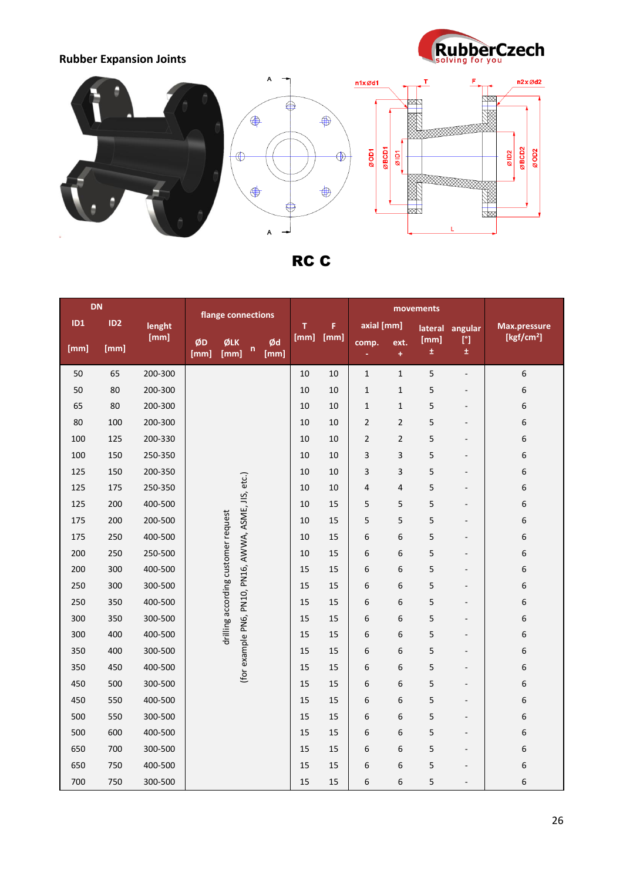## Rubber Expansion Joints

# RC C

| DN ID1 [mm] | DN ID2 [mm] | lenght [mm] | flange connections ØD [mm] | ØLK [mm] | n | Ød [mm] | T [mm] | F [mm] | movements axial [mm] comp. - | axial [mm] ext. + | lateral [mm] ± | angular [°] ± | Max.pressure [kgf/cm²] |
|---|---|---|---|---|---|---|---|---|---|---|---|---|---|
| 50 | 65 | 200-300 | drilling according customer request (for example PN6, PN10, PN16, AWWA, ASME, JIS, etc.) | | | | 10 | 10 | 1 | 1 | 5 | - | 6 |
| 50 | 80 | 200-300 | | | | | 10 | 10 | 1 | 1 | 5 | - | 6 |
| 65 | 80 | 200-300 | | | | | 10 | 10 | 1 | 1 | 5 | - | 6 |
| 80 | 100 | 200-300 | | | | | 10 | 10 | 2 | 2 | 5 | - | 6 |
| 100 | 125 | 200-330 | | | | | 10 | 10 | 2 | 2 | 5 | - | 6 |
| 100 | 150 | 250-350 | | | | | 10 | 10 | 3 | 3 | 5 | - | 6 |
| 125 | 150 | 200-350 | | | | | 10 | 10 | 3 | 3 | 5 | - | 6 |
| 125 | 175 | 250-350 | | | | | 10 | 10 | 4 | 4 | 5 | - | 6 |
| 125 | 200 | 400-500 | | | | | 10 | 15 | 5 | 5 | 5 | - | 6 |
| 175 | 200 | 200-500 | | | | | 10 | 15 | 5 | 5 | 5 | - | 6 |
| 175 | 250 | 400-500 | | | | | 10 | 15 | 6 | 6 | 5 | - | 6 |
| 200 | 250 | 250-500 | | | | | 10 | 15 | 6 | 6 | 5 | - | 6 |
| 200 | 300 | 400-500 | | | | | 15 | 15 | 6 | 6 | 5 | - | 6 |
| 250 | 300 | 300-500 | | | | | 15 | 15 | 6 | 6 | 5 | - | 6 |
| 250 | 350 | 400-500 | | | | | 15 | 15 | 6 | 6 | 5 | - | 6 |
| 300 | 350 | 300-500 | | | | | 15 | 15 | 6 | 6 | 5 | - | 6 |
| 300 | 400 | 400-500 | | | | | 15 | 15 | 6 | 6 | 5 | - | 6 |
| 350 | 400 | 300-500 | | | | | 15 | 15 | 6 | 6 | 5 | - | 6 |
| 350 | 450 | 400-500 | | | | | 15 | 15 | 6 | 6 | 5 | - | 6 |
| 450 | 500 | 300-500 | | | | | 15 | 15 | 6 | 6 | 5 | - | 6 |
| 450 | 550 | 400-500 | | | | | 15 | 15 | 6 | 6 | 5 | - | 6 |
| 500 | 550 | 300-500 | | | | | 15 | 15 | 6 | 6 | 5 | - | 6 |
| 500 | 600 | 400-500 | | | | | 15 | 15 | 6 | 6 | 5 | - | 6 |
| 650 | 700 | 300-500 | | | | | 15 | 15 | 6 | 6 | 5 | - | 6 |
| 650 | 750 | 400-500 | | | | | 15 | 15 | 6 | 6 | 5 | - | 6 |
| 700 | 750 | 300-500 | | | | | 15 | 15 | 6 | 6 | 5 | - | 6 |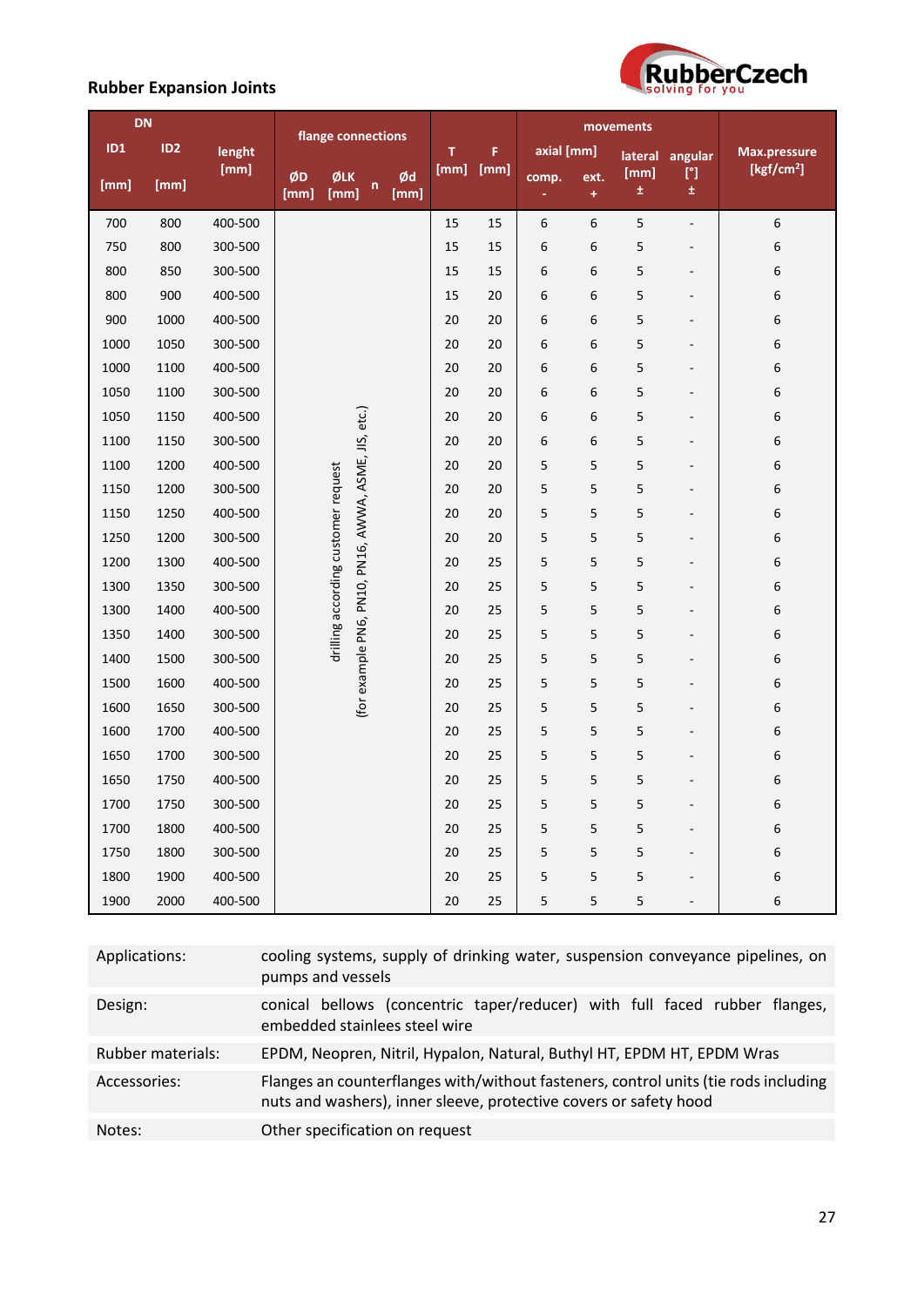## Rubber Expansion Joints

| DN ID1 [mm] | DN ID2 [mm] | lenght [mm] | flange connections ØD [mm] | flange connections ØLK [mm] | flange connections n | flange connections Ød [mm] | T [mm] | F [mm] | movements axial [mm] comp. - | movements axial [mm] ext. + | movements lateral [mm] ± | movements angular [°] ± | Max.pressure [kgf/cm²] |
|---|---|---|---|---|---|---|---|---|---|---|---|---|---|
| 700 | 800 | 400-500 | drilling according customer request (for example PN6, PN10, PN16, AWWA, ASME, JIS, etc.) | | | | 15 | 15 | 6 | 6 | 5 | - | 6 |
| 750 | 800 | 300-500 | | | | | 15 | 15 | 6 | 6 | 5 | - | 6 |
| 800 | 850 | 300-500 | | | | | 15 | 15 | 6 | 6 | 5 | - | 6 |
| 800 | 900 | 400-500 | | | | | 15 | 20 | 6 | 6 | 5 | - | 6 |
| 900 | 1000 | 400-500 | | | | | 20 | 20 | 6 | 6 | 5 | - | 6 |
| 1000 | 1050 | 300-500 | | | | | 20 | 20 | 6 | 6 | 5 | - | 6 |
| 1000 | 1100 | 400-500 | | | | | 20 | 20 | 6 | 6 | 5 | - | 6 |
| 1050 | 1100 | 300-500 | | | | | 20 | 20 | 6 | 6 | 5 | - | 6 |
| 1050 | 1150 | 400-500 | | | | | 20 | 20 | 6 | 6 | 5 | - | 6 |
| 1100 | 1150 | 300-500 | | | | | 20 | 20 | 6 | 6 | 5 | - | 6 |
| 1100 | 1200 | 400-500 | | | | | 20 | 20 | 5 | 5 | 5 | - | 6 |
| 1150 | 1200 | 300-500 | | | | | 20 | 20 | 5 | 5 | 5 | - | 6 |
| 1150 | 1250 | 400-500 | | | | | 20 | 20 | 5 | 5 | 5 | - | 6 |
| 1250 | 1200 | 300-500 | | | | | 20 | 20 | 5 | 5 | 5 | - | 6 |
| 1200 | 1300 | 400-500 | | | | | 20 | 25 | 5 | 5 | 5 | - | 6 |
| 1300 | 1350 | 300-500 | | | | | 20 | 25 | 5 | 5 | 5 | - | 6 |
| 1300 | 1400 | 400-500 | | | | | 20 | 25 | 5 | 5 | 5 | - | 6 |
| 1350 | 1400 | 300-500 | | | | | 20 | 25 | 5 | 5 | 5 | - | 6 |
| 1400 | 1500 | 300-500 | | | | | 20 | 25 | 5 | 5 | 5 | - | 6 |
| 1500 | 1600 | 400-500 | | | | | 20 | 25 | 5 | 5 | 5 | - | 6 |
| 1600 | 1650 | 300-500 | | | | | 20 | 25 | 5 | 5 | 5 | - | 6 |
| 1600 | 1700 | 400-500 | | | | | 20 | 25 | 5 | 5 | 5 | - | 6 |
| 1650 | 1700 | 300-500 | | | | | 20 | 25 | 5 | 5 | 5 | - | 6 |
| 1650 | 1750 | 400-500 | | | | | 20 | 25 | 5 | 5 | 5 | - | 6 |
| 1700 | 1750 | 300-500 | | | | | 20 | 25 | 5 | 5 | 5 | - | 6 |
| 1700 | 1800 | 400-500 | | | | | 20 | 25 | 5 | 5 | 5 | - | 6 |
| 1750 | 1800 | 300-500 | | | | | 20 | 25 | 5 | 5 | 5 | - | 6 |
| 1800 | 1900 | 400-500 | | | | | 20 | 25 | 5 | 5 | 5 | - | 6 |
| 1900 | 2000 | 400-500 | | | | | 20 | 25 | 5 | 5 | 5 | - | 6 |

| | |
|---|---|
| Applications: | cooling systems, supply of drinking water, suspension conveyance pipelines, on pumps and vessels |
| Design: | conical bellows (concentric taper/reducer) with full faced rubber flanges, embedded stainlees steel wire |
| Rubber materials: | EPDM, Neopren, Nitril, Hypalon, Natural, Buthyl HT, EPDM HT, EPDM Wras |
| Accessories: | Flanges an counterflanges with/without fasteners, control units (tie rods including nuts and washers), inner sleeve, protective covers or safety hood |
| Notes: | Other specification on request |